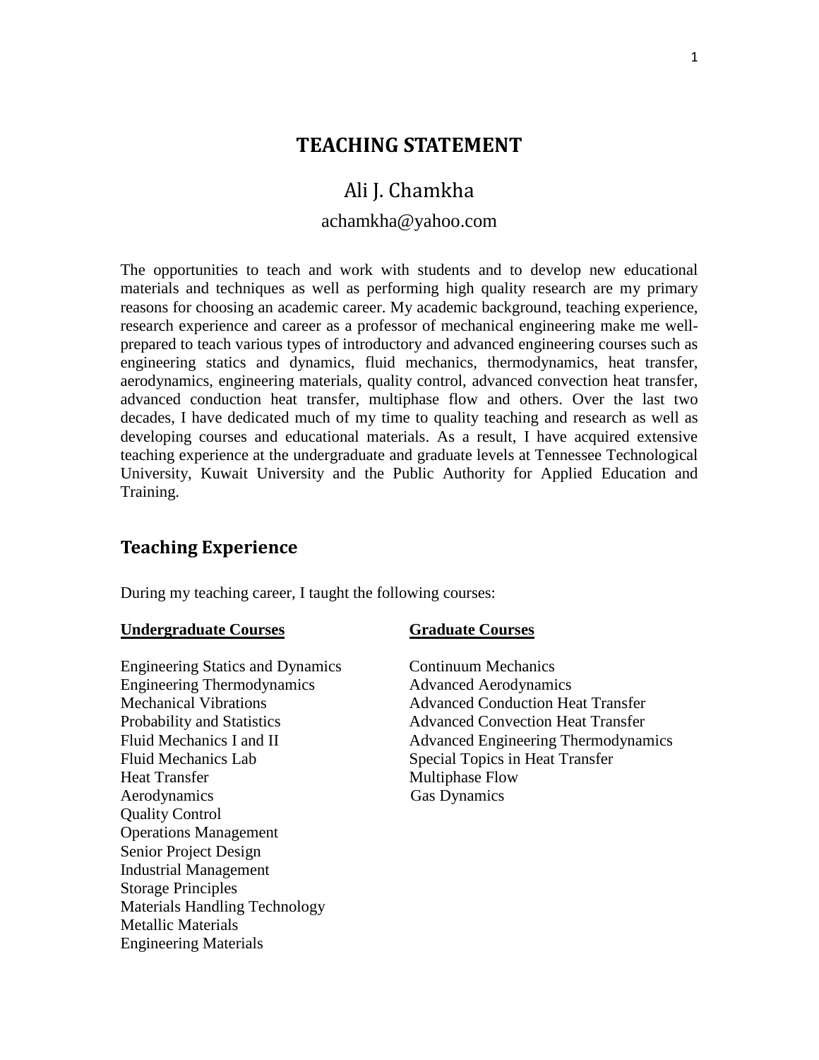# TEACHING STATEMENT

Ali J. Chamkha

achamkha@yahoo.com

The opportunities to teach and work with students and to develop new educational materials and techniques as well as performing high quality research are my primary reasons for choosing an academic career. My academic background, teaching experience, research experience and career as a professor of mechanical engineering make me well-prepared to teach various types of introductory and advanced engineering courses such as engineering statics and dynamics, fluid mechanics, thermodynamics, heat transfer, aerodynamics, engineering materials, quality control, advanced convection heat transfer, advanced conduction heat transfer, multiphase flow and others. Over the last two decades, I have dedicated much of my time to quality teaching and research as well as developing courses and educational materials. As a result, I have acquired extensive teaching experience at the undergraduate and graduate levels at Tennessee Technological University, Kuwait University and the Public Authority for Applied Education and Training.

## Teaching Experience

During my teaching career, I taught the following courses:

**Undergraduate Courses**

- Engineering Statics and Dynamics
- Engineering Thermodynamics
- Mechanical Vibrations
- Probability and Statistics
- Fluid Mechanics I and II
- Fluid Mechanics Lab
- Heat Transfer
- Aerodynamics
- Quality Control
- Operations Management
- Senior Project Design
- Industrial Management
- Storage Principles
- Materials Handling Technology
- Metallic Materials
- Engineering Materials

**Graduate Courses**

- Continuum Mechanics
- Advanced Aerodynamics
- Advanced Conduction Heat Transfer
- Advanced Convection Heat Transfer
- Advanced Engineering Thermodynamics
- Special Topics in Heat Transfer
- Multiphase Flow
- Gas Dynamics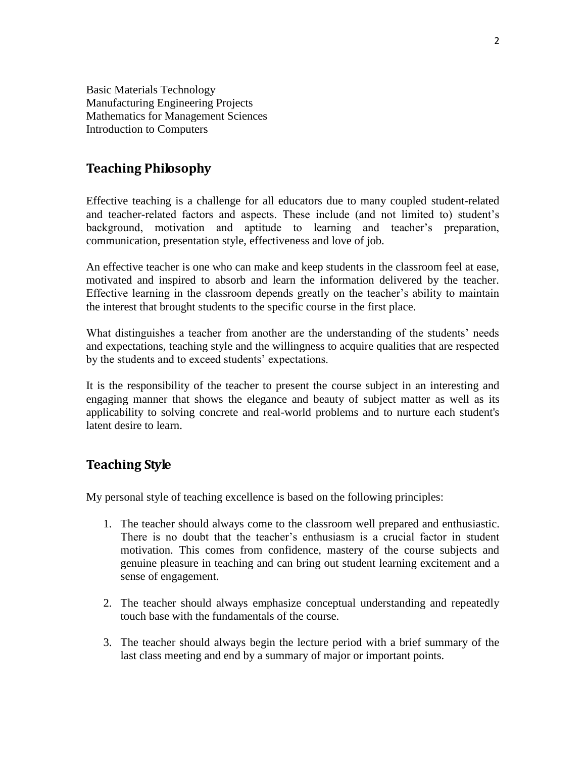Basic Materials Technology
Manufacturing Engineering Projects
Mathematics for Management Sciences
Introduction to Computers

## Teaching Philosophy

Effective teaching is a challenge for all educators due to many coupled student-related and teacher-related factors and aspects. These include (and not limited to) student's background, motivation and aptitude to learning and teacher's preparation, communication, presentation style, effectiveness and love of job.

An effective teacher is one who can make and keep students in the classroom feel at ease, motivated and inspired to absorb and learn the information delivered by the teacher. Effective learning in the classroom depends greatly on the teacher's ability to maintain the interest that brought students to the specific course in the first place.

What distinguishes a teacher from another are the understanding of the students' needs and expectations, teaching style and the willingness to acquire qualities that are respected by the students and to exceed students' expectations.

It is the responsibility of the teacher to present the course subject in an interesting and engaging manner that shows the elegance and beauty of subject matter as well as its applicability to solving concrete and real-world problems and to nurture each student's latent desire to learn.

## Teaching Style

My personal style of teaching excellence is based on the following principles:

1. The teacher should always come to the classroom well prepared and enthusiastic. There is no doubt that the teacher's enthusiasm is a crucial factor in student motivation. This comes from confidence, mastery of the course subjects and genuine pleasure in teaching and can bring out student learning excitement and a sense of engagement.

2. The teacher should always emphasize conceptual understanding and repeatedly touch base with the fundamentals of the course.

3. The teacher should always begin the lecture period with a brief summary of the last class meeting and end by a summary of major or important points.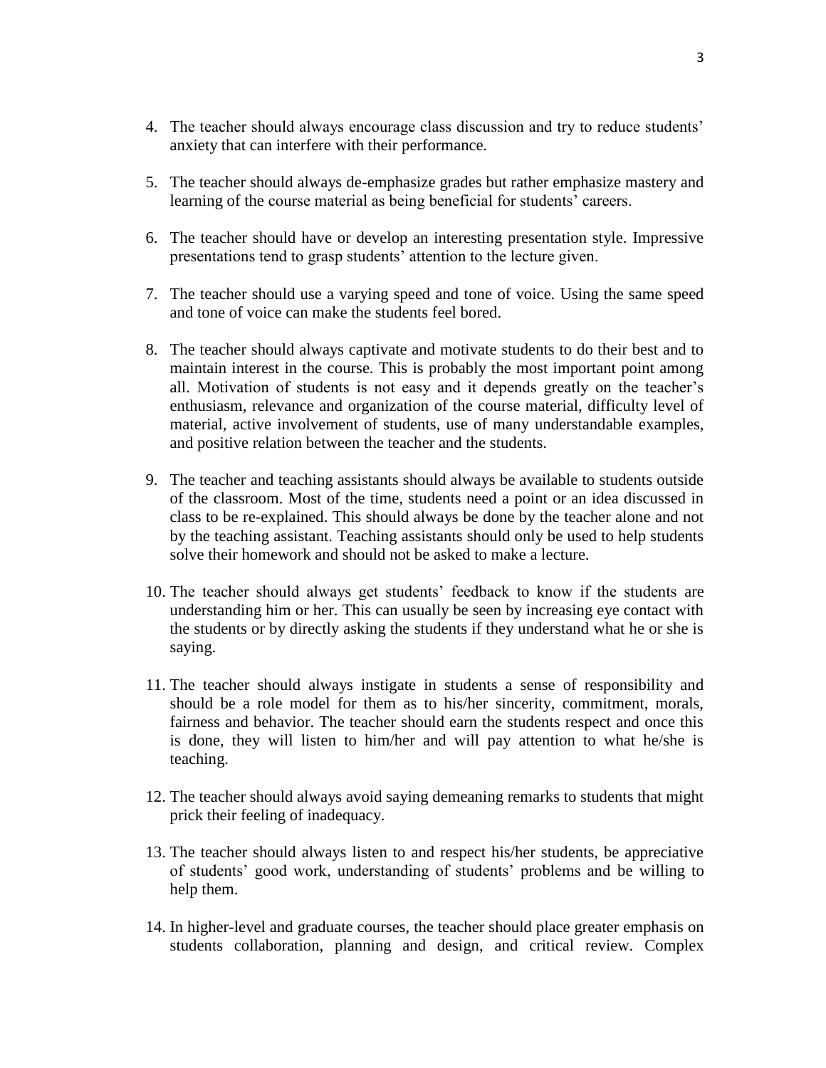4. The teacher should always encourage class discussion and try to reduce students' anxiety that can interfere with their performance.

5. The teacher should always de-emphasize grades but rather emphasize mastery and learning of the course material as being beneficial for students' careers.

6. The teacher should have or develop an interesting presentation style. Impressive presentations tend to grasp students' attention to the lecture given.

7. The teacher should use a varying speed and tone of voice. Using the same speed and tone of voice can make the students feel bored.

8. The teacher should always captivate and motivate students to do their best and to maintain interest in the course. This is probably the most important point among all. Motivation of students is not easy and it depends greatly on the teacher's enthusiasm, relevance and organization of the course material, difficulty level of material, active involvement of students, use of many understandable examples, and positive relation between the teacher and the students.

9. The teacher and teaching assistants should always be available to students outside of the classroom. Most of the time, students need a point or an idea discussed in class to be re-explained. This should always be done by the teacher alone and not by the teaching assistant. Teaching assistants should only be used to help students solve their homework and should not be asked to make a lecture.

10. The teacher should always get students' feedback to know if the students are understanding him or her. This can usually be seen by increasing eye contact with the students or by directly asking the students if they understand what he or she is saying.

11. The teacher should always instigate in students a sense of responsibility and should be a role model for them as to his/her sincerity, commitment, morals, fairness and behavior. The teacher should earn the students respect and once this is done, they will listen to him/her and will pay attention to what he/she is teaching.

12. The teacher should always avoid saying demeaning remarks to students that might prick their feeling of inadequacy.

13. The teacher should always listen to and respect his/her students, be appreciative of students' good work, understanding of students' problems and be willing to help them.

14. In higher-level and graduate courses, the teacher should place greater emphasis on students collaboration, planning and design, and critical review. Complex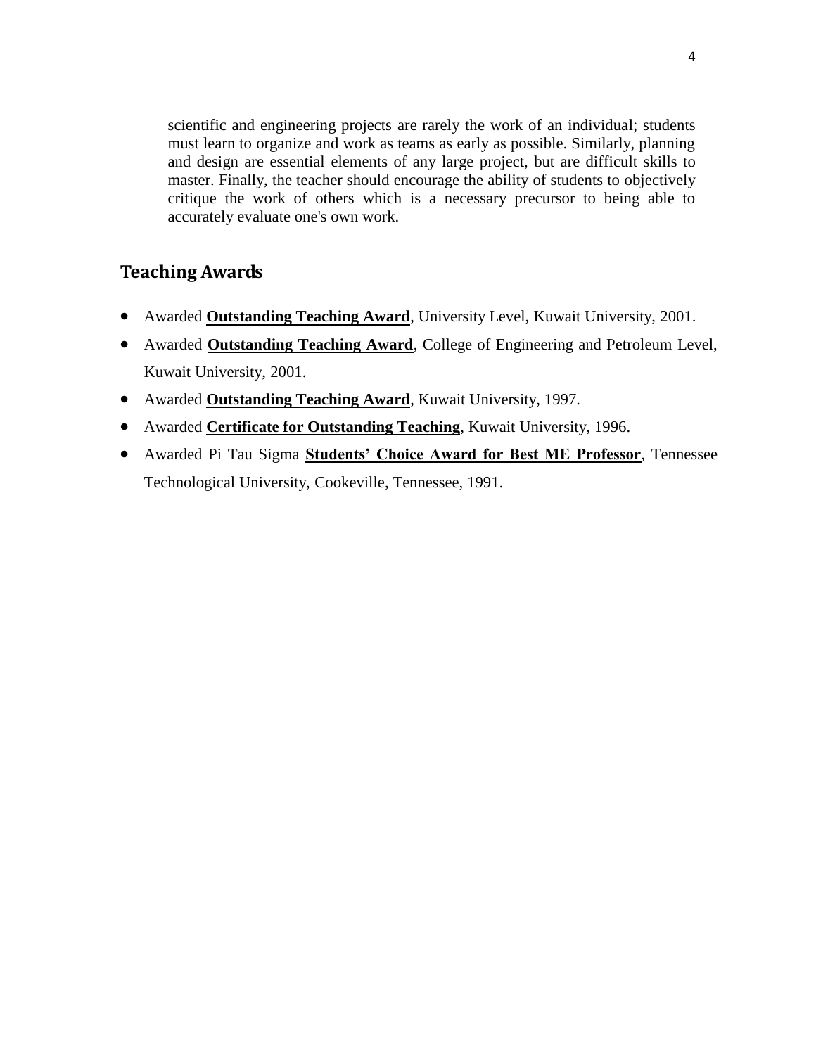scientific and engineering projects are rarely the work of an individual; students must learn to organize and work as teams as early as possible. Similarly, planning and design are essential elements of any large project, but are difficult skills to master. Finally, the teacher should encourage the ability of students to objectively critique the work of others which is a necessary precursor to being able to accurately evaluate one's own work.

## Teaching Awards

- Awarded **Outstanding Teaching Award**, University Level, Kuwait University, 2001.
- Awarded **Outstanding Teaching Award**, College of Engineering and Petroleum Level, Kuwait University, 2001.
- Awarded **Outstanding Teaching Award**, Kuwait University, 1997.
- Awarded **Certificate for Outstanding Teaching**, Kuwait University, 1996.
- Awarded Pi Tau Sigma **Students' Choice Award for Best ME Professor**, Tennessee Technological University, Cookeville, Tennessee, 1991.